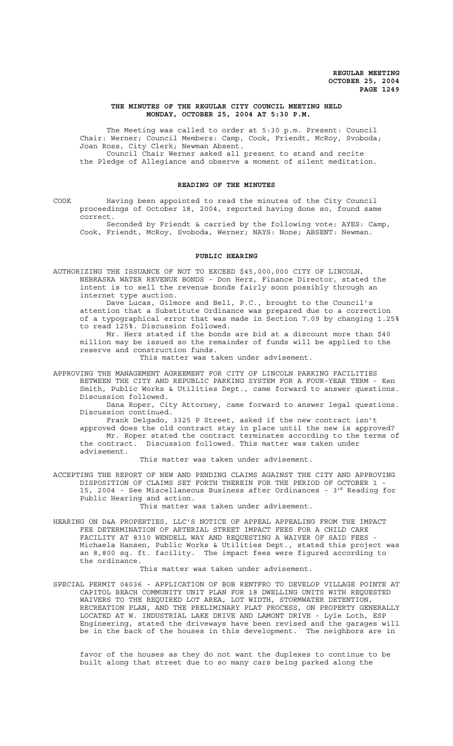**THE MINUTES OF THE REGULAR CITY COUNCIL MEETING HELD MONDAY, OCTOBER 25, 2004 AT 5:30 P.M.**

The Meeting was called to order at 5:30 p.m. Present: Council Chair: Werner; Council Members: Camp, Cook, Friendt, McRoy, Svoboda; Joan Ross, City Clerk; Newman Absent.

Council Chair Werner asked all present to stand and recite the Pledge of Allegiance and observe a moment of silent meditation.

**READING OF THE MINUTES**

COOK Having been appointed to read the minutes of the City Council proceedings of October 18, 2004, reported having done so, found same correct.

Seconded by Friendt & carried by the following vote: AYES: Camp, Cook, Friendt, McRoy, Svoboda, Werner; NAYS: None; ABSENT: Newman.

**PUBLIC HEARING**

AUTHORIZING THE ISSUANCE OF NOT TO EXCEED $45,000,000 CITY OF LINCOLN, NEBRASKA WATER REVENUE BONDS - Don Herz, Finance Director, stated the intent is to sell the revenue bonds fairly soon possibly through an internet type auction.

Dave Lucas, Gilmore and Bell, P.C., brought to the Council's attention that a Substitute Ordinance was prepared due to a correction of a typographical error that was made in Section 7.09 by changing 1.25% to read 125%. Discussion followed.

Mr. Herz stated if the bonds are bid at a discount more than $40 million may be issued so the remainder of funds will be applied to the reserve and construction funds.

This matter was taken under advisement.

APPROVING THE MANAGEMENT AGREEMENT FOR CITY OF LINCOLN PARKING FACILITIES BETWEEN THE CITY AND REPUBLIC PARKING SYSTEM FOR A FOUR-YEAR TERM - Ken Smith, Public Works & Utilities Dept., came forward to answer questions. Discussion followed.

Dana Roper, City Attorney, came forward to answer legal questions. Discussion continued.

Frank Delgado, 3325 P Street, asked if the new contract isn't approved does the old contract stay in place until the new is approved?

Mr. Roper stated the contract terminates according to the terms of the contract. Discussion followed. This matter was taken under advisement.

This matter was taken under advisement.

ACCEPTING THE REPORT OF NEW AND PENDING CLAIMS AGAINST THE CITY AND APPROVING DISPOSITION OF CLAIMS SET FORTH THEREIN FOR THE PERIOD OF OCTOBER 1 - 15, 2004 - See Miscellaneous Business after Ordinances - 3rd Reading for Public Hearing and action.

This matter was taken under advisement.

HEARING ON D&A PROPERTIES, LLC'S NOTICE OF APPEAL APPEALING FROM THE IMPACT FEE DETERMINATION OF ARTERIAL STREET IMPACT FEES FOR A CHILD CARE FACILITY AT 8310 WENDELL WAY AND REQUESTING A WAIVER OF SAID FEES - Michaela Hansen, Public Works & Utilities Dept., stated this project was an 8,800 sq. ft. facility. The impact fees were figured according to the ordinance.

This matter was taken under advisement.

SPECIAL PERMIT 04036 - APPLICATION OF BOB RENTFRO TO DEVELOP VILLAGE POINTE AT CAPITOL BEACH COMMUNITY UNIT PLAN FOR 18 DWELLING UNITS WITH REQUESTED WAIVERS TO THE REQUIRED LOT AREA, LOT WIDTH, STORMWATER DETENTION, RECREATION PLAN, AND THE PRELIMINARY PLAT PROCESS, ON PROPERTY GENERALLY LOCATED AT W. INDUSTRIAL LAKE DRIVE AND LAMONT DRIVE - Lyle Loth, ESP Engineering, stated the driveways have been revised and the garages will be in the back of the houses in this development. The neighbors are in favor of the houses as they do not want the duplexes to continue to be built along that street due to so many cars being parked along the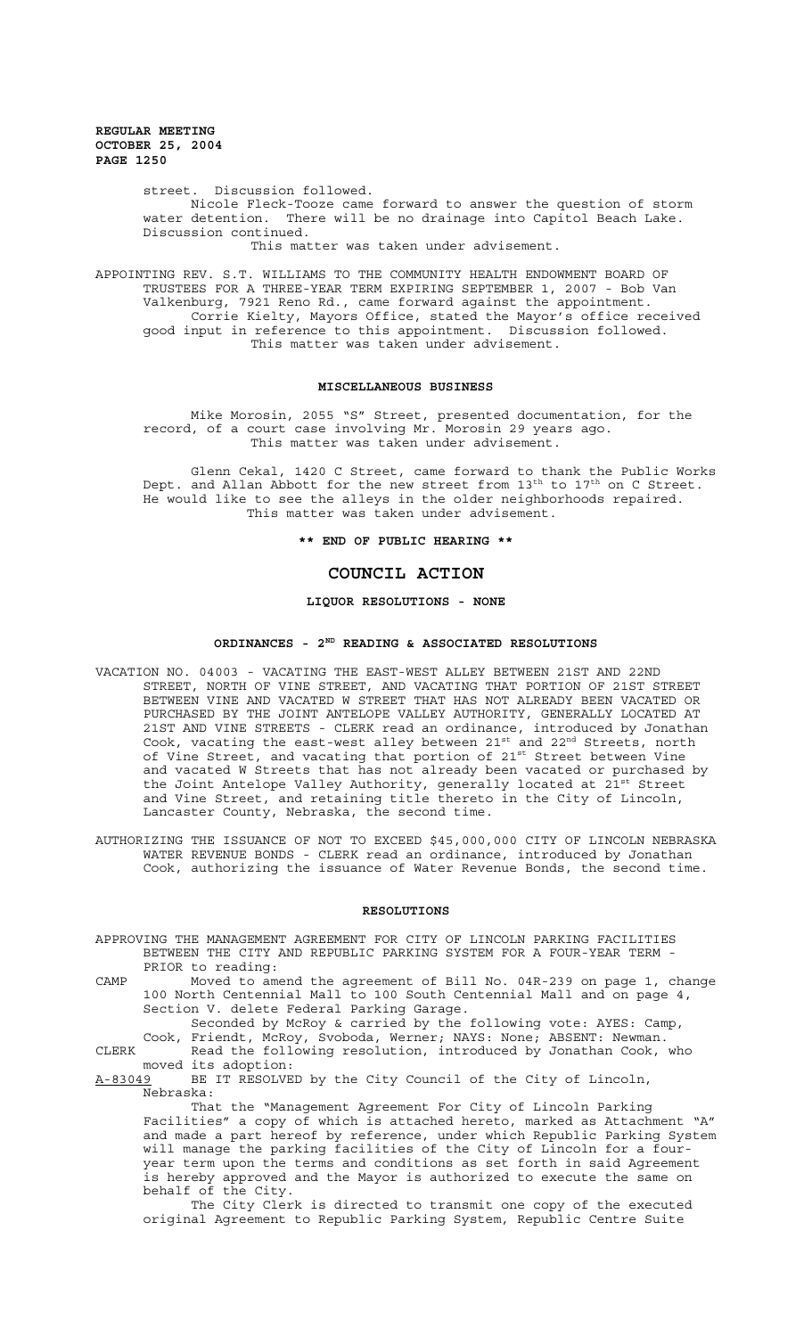street. Discussion followed.

Nicole Fleck-Tooze came forward to answer the question of storm water detention. There will be no drainage into Capitol Beach Lake. Discussion continued.

This matter was taken under advisement.

APPOINTING REV. S.T. WILLIAMS TO THE COMMUNITY HEALTH ENDOWMENT BOARD OF TRUSTEES FOR A THREE-YEAR TERM EXPIRING SEPTEMBER 1, 2007 - Bob Van Valkenburg, 7921 Reno Rd., came forward against the appointment.

Corrie Kielty, Mayors Office, stated the Mayor's office received good input in reference to this appointment. Discussion followed.

This matter was taken under advisement.

## MISCELLANEOUS BUSINESS

Mike Morosin, 2055 "S" Street, presented documentation, for the record, of a court case involving Mr. Morosin 29 years ago.

This matter was taken under advisement.

Glenn Cekal, 1420 C Street, came forward to thank the Public Works Dept. and Allan Abbott for the new street from 13th to 17th on C Street. He would like to see the alleys in the older neighborhoods repaired.

This matter was taken under advisement.

**\*\* END OF PUBLIC HEARING \*\***

# COUNCIL ACTION

## LIQUOR RESOLUTIONS - NONE

## ORDINANCES - 2ND READING & ASSOCIATED RESOLUTIONS

VACATION NO. 04003 - VACATING THE EAST-WEST ALLEY BETWEEN 21ST AND 22ND STREET, NORTH OF VINE STREET, AND VACATING THAT PORTION OF 21ST STREET BETWEEN VINE AND VACATED W STREET THAT HAS NOT ALREADY BEEN VACATED OR PURCHASED BY THE JOINT ANTELOPE VALLEY AUTHORITY, GENERALLY LOCATED AT 21ST AND VINE STREETS - CLERK read an ordinance, introduced by Jonathan Cook, vacating the east-west alley between 21st and 22nd Streets, north of Vine Street, and vacating that portion of 21st Street between Vine and vacated W Streets that has not already been vacated or purchased by the Joint Antelope Valley Authority, generally located at 21st Street and Vine Street, and retaining title thereto in the City of Lincoln, Lancaster County, Nebraska, the second time.

AUTHORIZING THE ISSUANCE OF NOT TO EXCEED $45,000,000 CITY OF LINCOLN NEBRASKA WATER REVENUE BONDS - CLERK read an ordinance, introduced by Jonathan Cook, authorizing the issuance of Water Revenue Bonds, the second time.

## RESOLUTIONS

APPROVING THE MANAGEMENT AGREEMENT FOR CITY OF LINCOLN PARKING FACILITIES BETWEEN THE CITY AND REPUBLIC PARKING SYSTEM FOR A FOUR-YEAR TERM - PRIOR to reading:

CAMP Moved to amend the agreement of Bill No. 04R-239 on page 1, change 100 North Centennial Mall to 100 South Centennial Mall and on page 4, Section V. delete Federal Parking Garage.

Seconded by McRoy & carried by the following vote: AYES: Camp, Cook, Friendt, McRoy, Svoboda, Werner; NAYS: None; ABSENT: Newman.

CLERK Read the following resolution, introduced by Jonathan Cook, who moved its adoption:

A-83049 BE IT RESOLVED by the City Council of the City of Lincoln, Nebraska:

That the "Management Agreement For City of Lincoln Parking Facilities" a copy of which is attached hereto, marked as Attachment "A" and made a part hereof by reference, under which Republic Parking System will manage the parking facilities of the City of Lincoln for a four-year term upon the terms and conditions as set forth in said Agreement is hereby approved and the Mayor is authorized to execute the same on behalf of the City.

The City Clerk is directed to transmit one copy of the executed original Agreement to Republic Parking System, Republic Centre Suite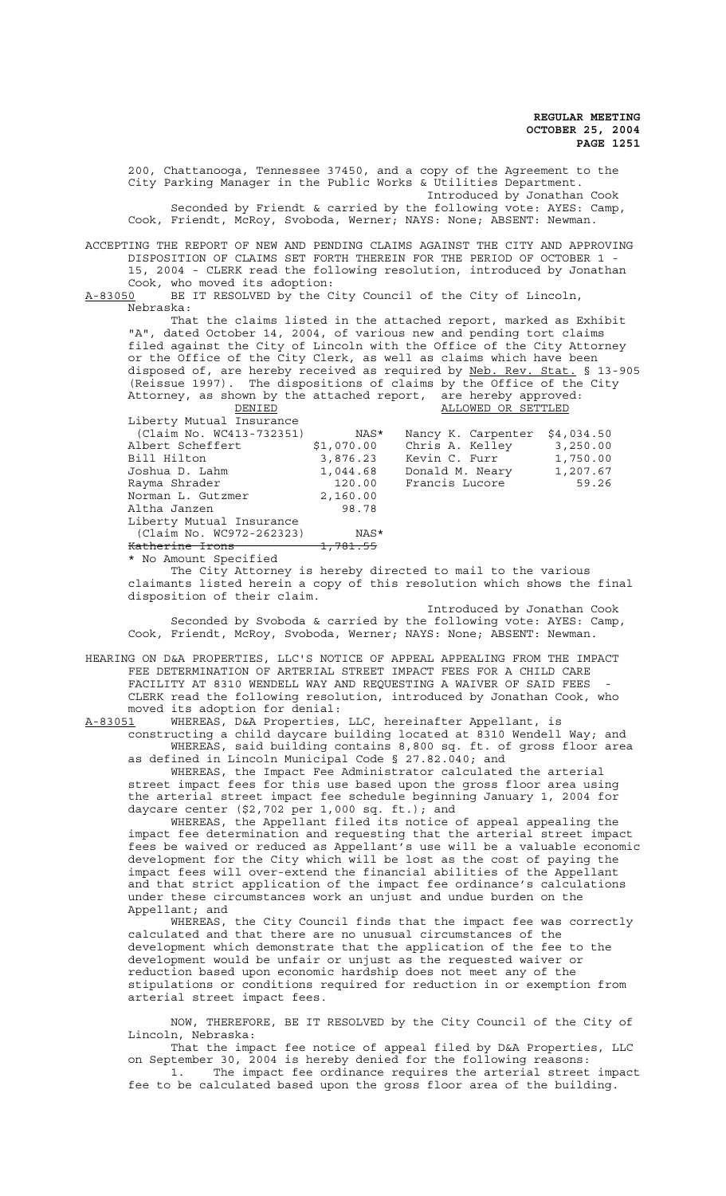200, Chattanooga, Tennessee 37450, and a copy of the Agreement to the City Parking Manager in the Public Works & Utilities Department.

Introduced by Jonathan Cook

Seconded by Friendt & carried by the following vote: AYES: Camp, Cook, Friendt, McRoy, Svoboda, Werner; NAYS: None; ABSENT: Newman.

ACCEPTING THE REPORT OF NEW AND PENDING CLAIMS AGAINST THE CITY AND APPROVING DISPOSITION OF CLAIMS SET FORTH THEREIN FOR THE PERIOD OF OCTOBER 1 - 15, 2004 - CLERK read the following resolution, introduced by Jonathan Cook, who moved its adoption:

A-83050 BE IT RESOLVED by the City Council of the City of Lincoln, Nebraska:

That the claims listed in the attached report, marked as Exhibit "A", dated October 14, 2004, of various new and pending tort claims filed against the City of Lincoln with the Office of the City Attorney or the Office of the City Clerk, as well as claims which have been disposed of, are hereby received as required by Neb. Rev. Stat. § 13-905 (Reissue 1997). The dispositions of claims by the Office of the City Attorney, as shown by the attached report, are hereby approved:

| DENIED | | ALLOWED OR SETTLED | |
|---|---|---|---|
| Liberty Mutual Insurance (Claim No. WC413-732351) | NAS* | Nancy K. Carpenter | $4,034.50 |
| Albert Scheffert | $1,070.00 | Chris A. Kelley | 3,250.00 |
| Bill Hilton | 3,876.23 | Kevin C. Furr | 1,750.00 |
| Joshua D. Lahm | 1,044.68 | Donald M. Neary | 1,207.67 |
| Rayma Shrader | 120.00 | Francis Lucore | 59.26 |
| Norman L. Gutzmer | 2,160.00 | | |
| Altha Janzen | 98.78 | | |
| Liberty Mutual Insurance (Claim No. WC972-262323) | NAS* | | |
| ~~Katherine Irons~~ | ~~1,781.55~~ | | |

\* No Amount Specified

The City Attorney is hereby directed to mail to the various claimants listed herein a copy of this resolution which shows the final disposition of their claim.

Introduced by Jonathan Cook

Seconded by Svoboda & carried by the following vote: AYES: Camp, Cook, Friendt, McRoy, Svoboda, Werner; NAYS: None; ABSENT: Newman.

HEARING ON D&A PROPERTIES, LLC'S NOTICE OF APPEAL APPEALING FROM THE IMPACT FEE DETERMINATION OF ARTERIAL STREET IMPACT FEES FOR A CHILD CARE FACILITY AT 8310 WENDELL WAY AND REQUESTING A WAIVER OF SAID FEES - CLERK read the following resolution, introduced by Jonathan Cook, who moved its adoption for denial:

A-83051 WHEREAS, D&A Properties, LLC, hereinafter Appellant, is constructing a child daycare building located at 8310 Wendell Way; and

WHEREAS, said building contains 8,800 sq. ft. of gross floor area as defined in Lincoln Municipal Code § 27.82.040; and

WHEREAS, the Impact Fee Administrator calculated the arterial street impact fees for this use based upon the gross floor area using the arterial street impact fee schedule beginning January 1, 2004 for daycare center ($2,702 per 1,000 sq. ft.); and

WHEREAS, the Appellant filed its notice of appeal appealing the impact fee determination and requesting that the arterial street impact fees be waived or reduced as Appellant's use will be a valuable economic development for the City which will be lost as the cost of paying the impact fees will over-extend the financial abilities of the Appellant and that strict application of the impact fee ordinance's calculations under these circumstances work an unjust and undue burden on the Appellant; and

WHEREAS, the City Council finds that the impact fee was correctly calculated and that there are no unusual circumstances of the development which demonstrate that the application of the fee to the development would be unfair or unjust as the requested waiver or reduction based upon economic hardship does not meet any of the stipulations or conditions required for reduction in or exemption from arterial street impact fees.

NOW, THEREFORE, BE IT RESOLVED by the City Council of the City of Lincoln, Nebraska:

That the impact fee notice of appeal filed by D&A Properties, LLC on September 30, 2004 is hereby denied for the following reasons:

1. The impact fee ordinance requires the arterial street impact fee to be calculated based upon the gross floor area of the building.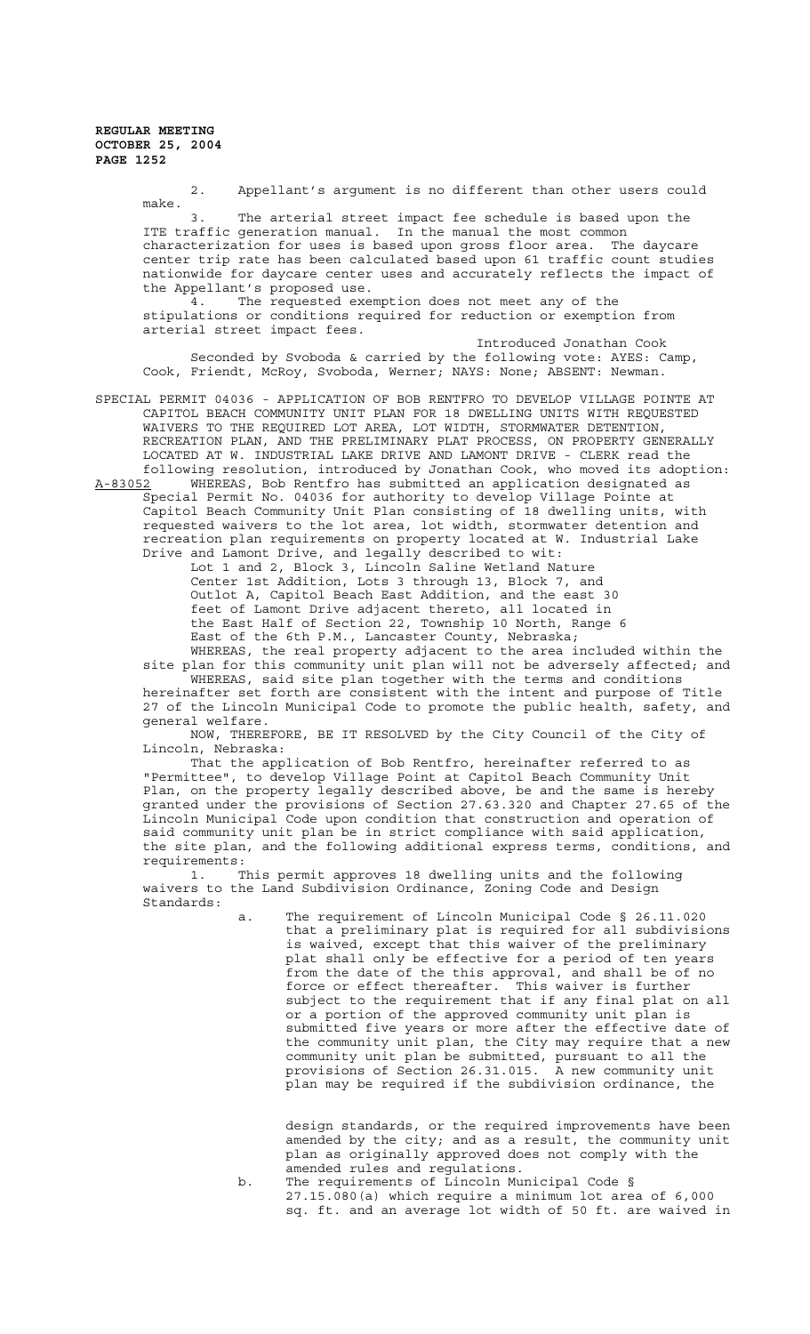2. Appellant's argument is no different than other users could make.

3. The arterial street impact fee schedule is based upon the ITE traffic generation manual. In the manual the most common characterization for uses is based upon gross floor area. The daycare center trip rate has been calculated based upon 61 traffic count studies nationwide for daycare center uses and accurately reflects the impact of the Appellant's proposed use.

4. The requested exemption does not meet any of the stipulations or conditions required for reduction or exemption from arterial street impact fees.

Introduced Jonathan Cook

Seconded by Svoboda & carried by the following vote: AYES: Camp, Cook, Friendt, McRoy, Svoboda, Werner; NAYS: None; ABSENT: Newman.

SPECIAL PERMIT 04036 - APPLICATION OF BOB RENTFRO TO DEVELOP VILLAGE POINTE AT CAPITOL BEACH COMMUNITY UNIT PLAN FOR 18 DWELLING UNITS WITH REQUESTED WAIVERS TO THE REQUIRED LOT AREA, LOT WIDTH, STORMWATER DETENTION, RECREATION PLAN, AND THE PRELIMINARY PLAT PROCESS, ON PROPERTY GENERALLY LOCATED AT W. INDUSTRIAL LAKE DRIVE AND LAMONT DRIVE - CLERK read the following resolution, introduced by Jonathan Cook, who moved its adoption:

A-83052 WHEREAS, Bob Rentfro has submitted an application designated as Special Permit No. 04036 for authority to develop Village Pointe at Capitol Beach Community Unit Plan consisting of 18 dwelling units, with requested waivers to the lot area, lot width, stormwater detention and recreation plan requirements on property located at W. Industrial Lake Drive and Lamont Drive, and legally described to wit:

Lot 1 and 2, Block 3, Lincoln Saline Wetland Nature Center 1st Addition, Lots 3 through 13, Block 7, and Outlot A, Capitol Beach East Addition, and the east 30 feet of Lamont Drive adjacent thereto, all located in the East Half of Section 22, Township 10 North, Range 6 East of the 6th P.M., Lancaster County, Nebraska;

WHEREAS, the real property adjacent to the area included within the site plan for this community unit plan will not be adversely affected; and

WHEREAS, said site plan together with the terms and conditions hereinafter set forth are consistent with the intent and purpose of Title 27 of the Lincoln Municipal Code to promote the public health, safety, and general welfare.

NOW, THEREFORE, BE IT RESOLVED by the City Council of the City of Lincoln, Nebraska:

That the application of Bob Rentfro, hereinafter referred to as "Permittee", to develop Village Point at Capitol Beach Community Unit Plan, on the property legally described above, be and the same is hereby granted under the provisions of Section 27.63.320 and Chapter 27.65 of the Lincoln Municipal Code upon condition that construction and operation of said community unit plan be in strict compliance with said application, the site plan, and the following additional express terms, conditions, and requirements:

1. This permit approves 18 dwelling units and the following waivers to the Land Subdivision Ordinance, Zoning Code and Design Standards:

a. The requirement of Lincoln Municipal Code § 26.11.020 that a preliminary plat is required for all subdivisions is waived, except that this waiver of the preliminary plat shall only be effective for a period of ten years from the date of the this approval, and shall be of no force or effect thereafter. This waiver is further subject to the requirement that if any final plat on all or a portion of the approved community unit plan is submitted five years or more after the effective date of the community unit plan, the City may require that a new community unit plan be submitted, pursuant to all the provisions of Section 26.31.015. A new community unit plan may be required if the subdivision ordinance, the design standards, or the required improvements have been amended by the city; and as a result, the community unit plan as originally approved does not comply with the amended rules and regulations.

b. The requirements of Lincoln Municipal Code § 27.15.080(a) which require a minimum lot area of 6,000 sq. ft. and an average lot width of 50 ft. are waived in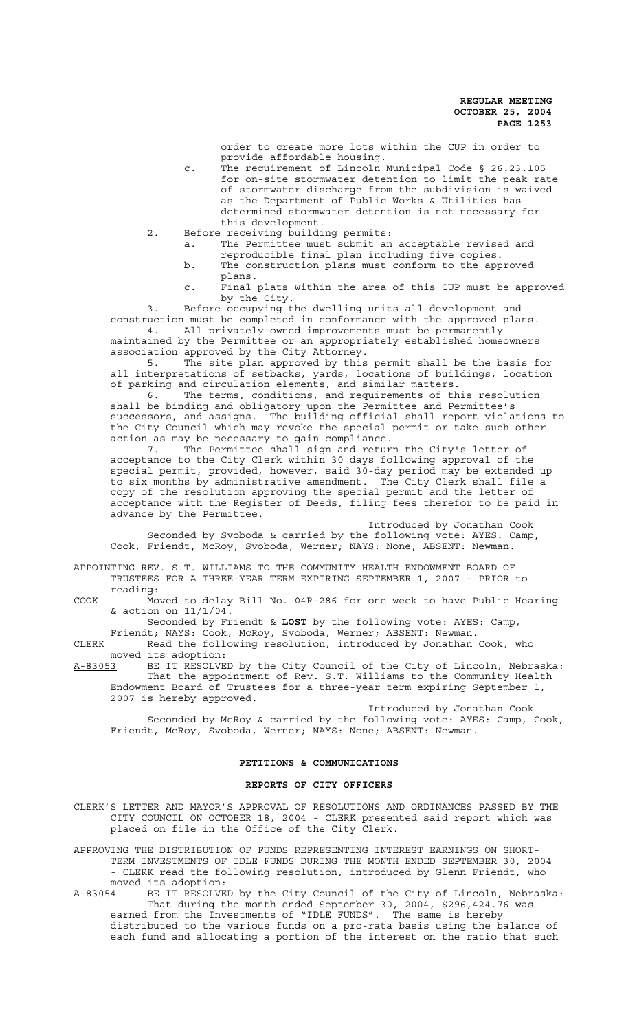order to create more lots within the CUP in order to provide affordable housing.

c. The requirement of Lincoln Municipal Code § 26.23.105 for on-site stormwater detention to limit the peak rate of stormwater discharge from the subdivision is waived as the Department of Public Works & Utilities has determined stormwater detention is not necessary for this development.

2. Before receiving building permits:
   a. The Permittee must submit an acceptable revised and reproducible final plan including five copies.
   b. The construction plans must conform to the approved plans.
   c. Final plats within the area of this CUP must be approved by the City.

3. Before occupying the dwelling units all development and construction must be completed in conformance with the approved plans.

4. All privately-owned improvements must be permanently maintained by the Permittee or an appropriately established homeowners association approved by the City Attorney.

5. The site plan approved by this permit shall be the basis for all interpretations of setbacks, yards, locations of buildings, location of parking and circulation elements, and similar matters.

6. The terms, conditions, and requirements of this resolution shall be binding and obligatory upon the Permittee and Permittee's successors, and assigns. The building official shall report violations to the City Council which may revoke the special permit or take such other action as may be necessary to gain compliance.

7. The Permittee shall sign and return the City's letter of acceptance to the City Clerk within 30 days following approval of the special permit, provided, however, said 30-day period may be extended up to six months by administrative amendment. The City Clerk shall file a copy of the resolution approving the special permit and the letter of acceptance with the Register of Deeds, filing fees therefor to be paid in advance by the Permittee.

Introduced by Jonathan Cook

Seconded by Svoboda & carried by the following vote: AYES: Camp, Cook, Friendt, McRoy, Svoboda, Werner; NAYS: None; ABSENT: Newman.

APPOINTING REV. S.T. WILLIAMS TO THE COMMUNITY HEALTH ENDOWMENT BOARD OF TRUSTEES FOR A THREE-YEAR TERM EXPIRING SEPTEMBER 1, 2007 - PRIOR to reading:

COOK Moved to delay Bill No. 04R-286 for one week to have Public Hearing & action on 11/1/04.

Seconded by Friendt & **LOST** by the following vote: AYES: Camp, Friendt; NAYS: Cook, McRoy, Svoboda, Werner; ABSENT: Newman.

CLERK Read the following resolution, introduced by Jonathan Cook, who moved its adoption:

A-83053 BE IT RESOLVED by the City Council of the City of Lincoln, Nebraska: That the appointment of Rev. S.T. Williams to the Community Health Endowment Board of Trustees for a three-year term expiring September 1, 2007 is hereby approved.

Introduced by Jonathan Cook

Seconded by McRoy & carried by the following vote: AYES: Camp, Cook, Friendt, McRoy, Svoboda, Werner; NAYS: None; ABSENT: Newman.

## PETITIONS & COMMUNICATIONS

## REPORTS OF CITY OFFICERS

CLERK'S LETTER AND MAYOR'S APPROVAL OF RESOLUTIONS AND ORDINANCES PASSED BY THE CITY COUNCIL ON OCTOBER 18, 2004 - CLERK presented said report which was placed on file in the Office of the City Clerk.

APPROVING THE DISTRIBUTION OF FUNDS REPRESENTING INTEREST EARNINGS ON SHORT-TERM INVESTMENTS OF IDLE FUNDS DURING THE MONTH ENDED SEPTEMBER 30, 2004 - CLERK read the following resolution, introduced by Glenn Friendt, who moved its adoption:

A-83054 BE IT RESOLVED by the City Council of the City of Lincoln, Nebraska: That during the month ended September 30, 2004, $296,424.76 was earned from the Investments of "IDLE FUNDS". The same is hereby distributed to the various funds on a pro-rata basis using the balance of each fund and allocating a portion of the interest on the ratio that such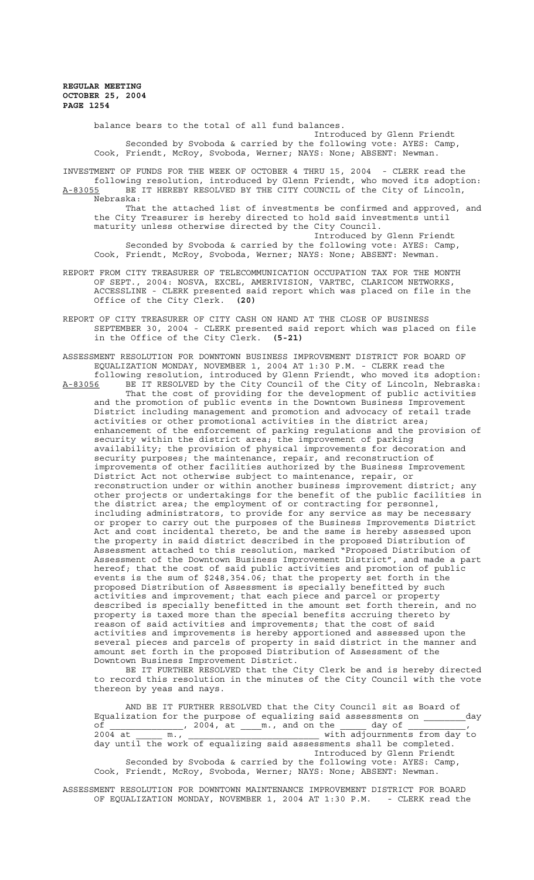balance bears to the total of all fund balances.

Introduced by Glenn Friendt

Seconded by Svoboda & carried by the following vote: AYES: Camp, Cook, Friendt, McRoy, Svoboda, Werner; NAYS: None; ABSENT: Newman.

INVESTMENT OF FUNDS FOR THE WEEK OF OCTOBER 4 THRU 15, 2004 - CLERK read the following resolution, introduced by Glenn Friendt, who moved its adoption:

A-83055 BE IT HEREBY RESOLVED BY THE CITY COUNCIL of the City of Lincoln, Nebraska:

That the attached list of investments be confirmed and approved, and the City Treasurer is hereby directed to hold said investments until maturity unless otherwise directed by the City Council.

Introduced by Glenn Friendt

Seconded by Svoboda & carried by the following vote: AYES: Camp, Cook, Friendt, McRoy, Svoboda, Werner; NAYS: None; ABSENT: Newman.

REPORT FROM CITY TREASURER OF TELECOMMUNICATION OCCUPATION TAX FOR THE MONTH OF SEPT., 2004: NOSVA, EXCEL, AMERIVISION, VARTEC, CLARICOM NETWORKS, ACCESSLINE - CLERK presented said report which was placed on file in the Office of the City Clerk. **(20)**

REPORT OF CITY TREASURER OF CITY CASH ON HAND AT THE CLOSE OF BUSINESS SEPTEMBER 30, 2004 - CLERK presented said report which was placed on file in the Office of the City Clerk. **(5-21)**

ASSESSMENT RESOLUTION FOR DOWNTOWN BUSINESS IMPROVEMENT DISTRICT FOR BOARD OF EQUALIZATION MONDAY, NOVEMBER 1, 2004 AT 1:30 P.M. - CLERK read the following resolution, introduced by Glenn Friendt, who moved its adoption:

A-83056 BE IT RESOLVED by the City Council of the City of Lincoln, Nebraska:

That the cost of providing for the development of public activities and the promotion of public events in the Downtown Business Improvement District including management and promotion and advocacy of retail trade activities or other promotional activities in the district area; enhancement of the enforcement of parking regulations and the provision of security within the district area; the improvement of parking availability; the provision of physical improvements for decoration and security purposes; the maintenance, repair, and reconstruction of improvements of other facilities authorized by the Business Improvement District Act not otherwise subject to maintenance, repair, or reconstruction under or within another business improvement district; any other projects or undertakings for the benefit of the public facilities in the district area; the employment of or contracting for personnel, including administrators, to provide for any service as may be necessary or proper to carry out the purposes of the Business Improvements District Act and cost incidental thereto, be and the same is hereby assessed upon the property in said district described in the proposed Distribution of Assessment attached to this resolution, marked "Proposed Distribution of Assessment of the Downtown Business Improvement District", and made a part hereof; that the cost of said public activities and promotion of public events is the sum of $248,354.06; that the property set forth in the proposed Distribution of Assessment is specially benefitted by such activities and improvement; that each piece and parcel or property described is specially benefitted in the amount set forth therein, and no property is taxed more than the special benefits accruing thereto by reason of said activities and improvements; that the cost of said activities and improvements is hereby apportioned and assessed upon the several pieces and parcels of property in said district in the manner and amount set forth in the proposed Distribution of Assessment of the Downtown Business Improvement District.

BE IT FURTHER RESOLVED that the City Clerk be and is hereby directed to record this resolution in the minutes of the City Council with the vote thereon by yeas and nays.

AND BE IT FURTHER RESOLVED that the City Council sit as Board of Equalization for the purpose of equalizing said assessments on ________day of ______________, 2004, at ____m., and on the _____ day of ___________, 2004 at _____ m., ________________________ with adjournments from day to day until the work of equalizing said assessments shall be completed.

Introduced by Glenn Friendt

Seconded by Svoboda & carried by the following vote: AYES: Camp, Cook, Friendt, McRoy, Svoboda, Werner; NAYS: None; ABSENT: Newman.

ASSESSMENT RESOLUTION FOR DOWNTOWN MAINTENANCE IMPROVEMENT DISTRICT FOR BOARD OF EQUALIZATION MONDAY, NOVEMBER 1, 2004 AT 1:30 P.M. - CLERK read the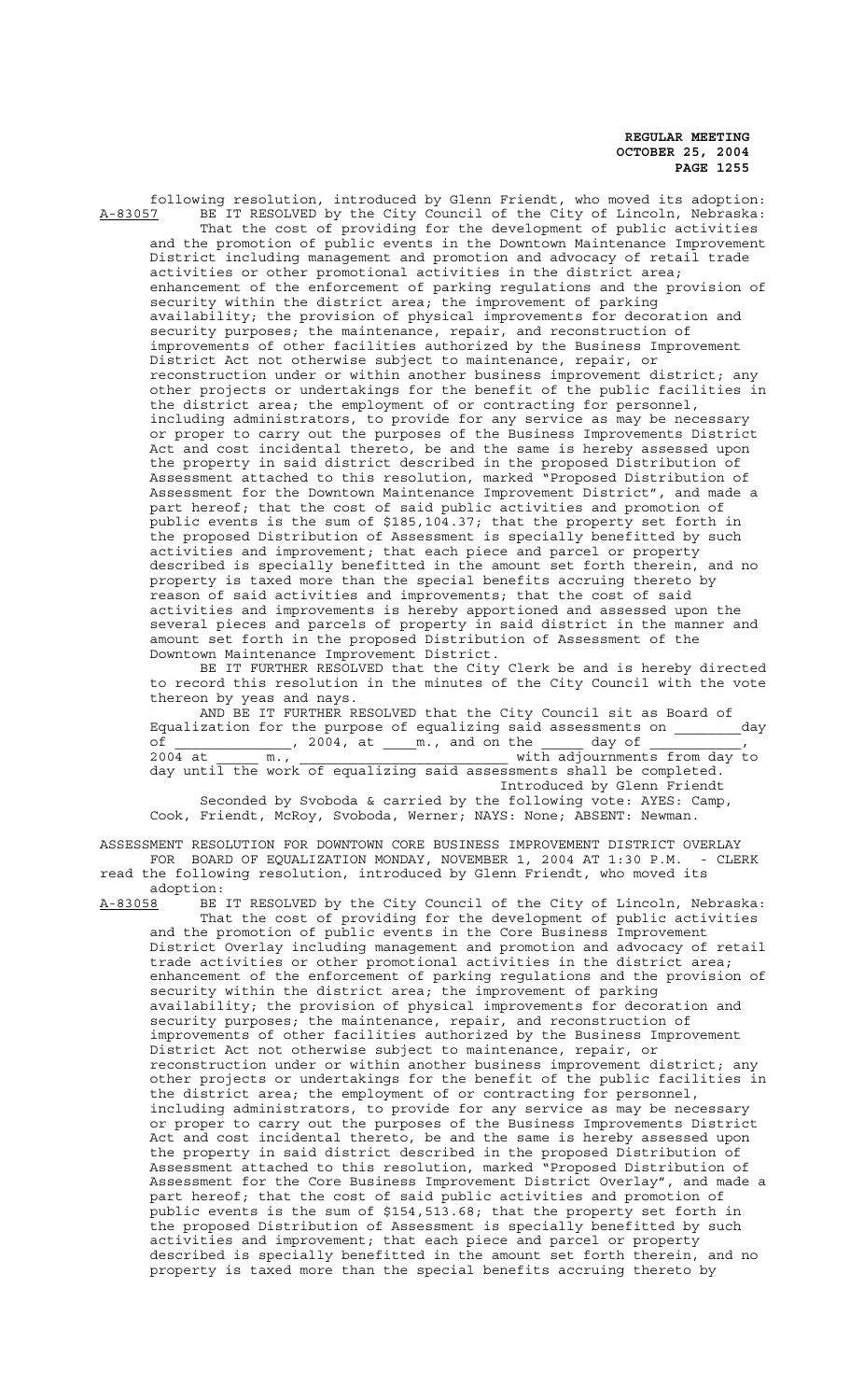following resolution, introduced by Glenn Friendt, who moved its adoption:

A-83057 BE IT RESOLVED by the City Council of the City of Lincoln, Nebraska:

That the cost of providing for the development of public activities and the promotion of public events in the Downtown Maintenance Improvement District including management and promotion and advocacy of retail trade activities or other promotional activities in the district area; enhancement of the enforcement of parking regulations and the provision of security within the district area; the improvement of parking availability; the provision of physical improvements for decoration and security purposes; the maintenance, repair, and reconstruction of improvements of other facilities authorized by the Business Improvement District Act not otherwise subject to maintenance, repair, or reconstruction under or within another business improvement district; any other projects or undertakings for the benefit of the public facilities in the district area; the employment of or contracting for personnel, including administrators, to provide for any service as may be necessary or proper to carry out the purposes of the Business Improvements District Act and cost incidental thereto, be and the same is hereby assessed upon the property in said district described in the proposed Distribution of Assessment attached to this resolution, marked "Proposed Distribution of Assessment for the Downtown Maintenance Improvement District", and made a part hereof; that the cost of said public activities and promotion of public events is the sum of $185,104.37; that the property set forth in the proposed Distribution of Assessment is specially benefitted by such activities and improvement; that each piece and parcel or property described is specially benefitted in the amount set forth therein, and no property is taxed more than the special benefits accruing thereto by reason of said activities and improvements; that the cost of said activities and improvements is hereby apportioned and assessed upon the several pieces and parcels of property in said district in the manner and amount set forth in the proposed Distribution of Assessment of the Downtown Maintenance Improvement District.

BE IT FURTHER RESOLVED that the City Clerk be and is hereby directed to record this resolution in the minutes of the City Council with the vote thereon by yeas and nays.

AND BE IT FURTHER RESOLVED that the City Council sit as Board of Equalization for the purpose of equalizing said assessments on ________day of ______________, 2004, at ____m., and on the _____ day of ___________, 2004 at ______ m., __________________________ with adjournments from day to day until the work of equalizing said assessments shall be completed.

Introduced by Glenn Friendt

Seconded by Svoboda & carried by the following vote: AYES: Camp, Cook, Friendt, McRoy, Svoboda, Werner; NAYS: None; ABSENT: Newman.

ASSESSMENT RESOLUTION FOR DOWNTOWN CORE BUSINESS IMPROVEMENT DISTRICT OVERLAY FOR BOARD OF EQUALIZATION MONDAY, NOVEMBER 1, 2004 AT 1:30 P.M. - CLERK read the following resolution, introduced by Glenn Friendt, who moved its adoption:

A-83058 BE IT RESOLVED by the City Council of the City of Lincoln, Nebraska:

That the cost of providing for the development of public activities and the promotion of public events in the Core Business Improvement District Overlay including management and promotion and advocacy of retail trade activities or other promotional activities in the district area; enhancement of the enforcement of parking regulations and the provision of security within the district area; the improvement of parking availability; the provision of physical improvements for decoration and security purposes; the maintenance, repair, and reconstruction of improvements of other facilities authorized by the Business Improvement District Act not otherwise subject to maintenance, repair, or reconstruction under or within another business improvement district; any other projects or undertakings for the benefit of the public facilities in the district area; the employment of or contracting for personnel, including administrators, to provide for any service as may be necessary or proper to carry out the purposes of the Business Improvements District Act and cost incidental thereto, be and the same is hereby assessed upon the property in said district described in the proposed Distribution of Assessment attached to this resolution, marked "Proposed Distribution of Assessment for the Core Business Improvement District Overlay", and made a part hereof; that the cost of said public activities and promotion of public events is the sum of $154,513.68; that the property set forth in the proposed Distribution of Assessment is specially benefitted by such activities and improvement; that each piece and parcel or property described is specially benefitted in the amount set forth therein, and no property is taxed more than the special benefits accruing thereto by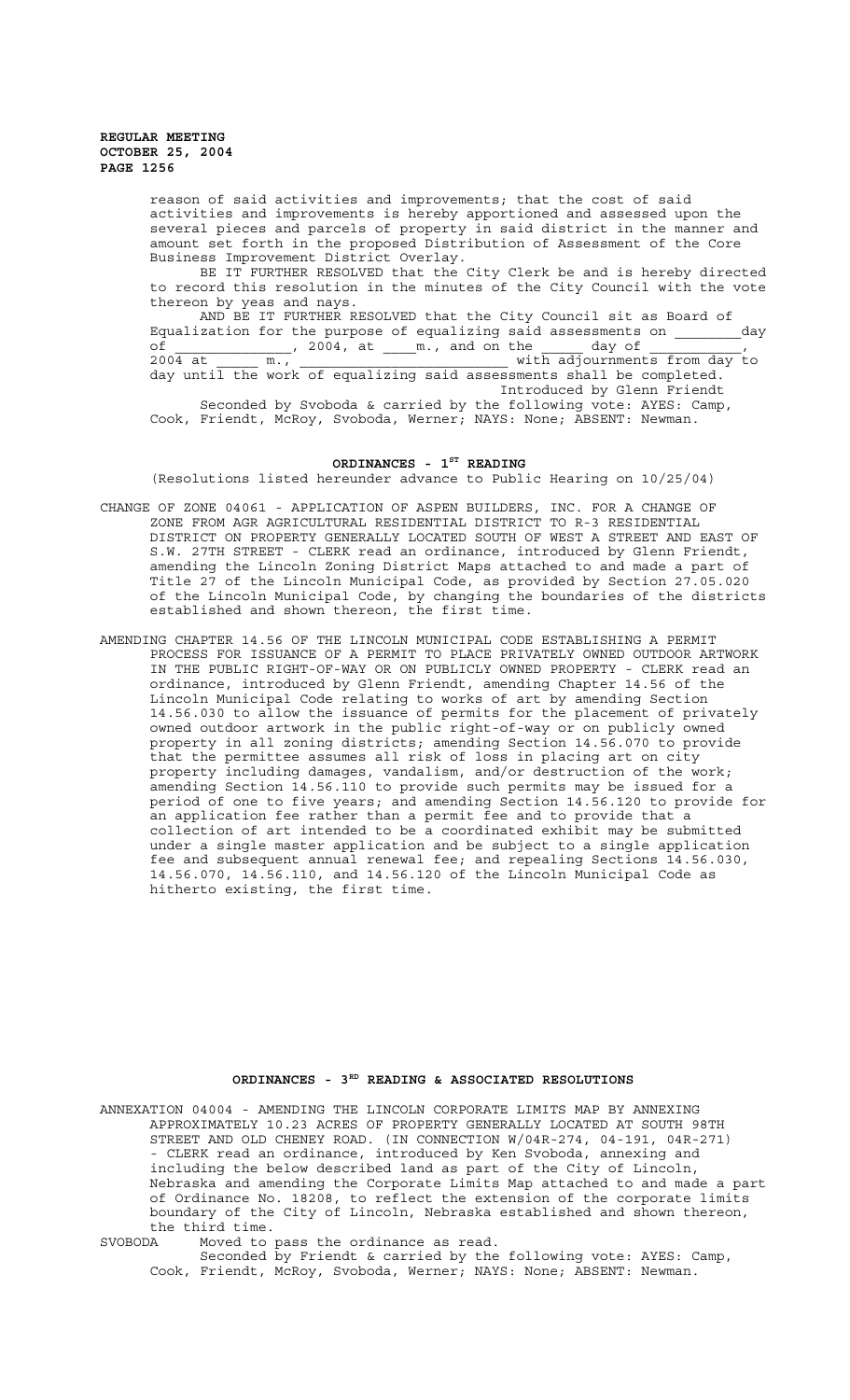reason of said activities and improvements; that the cost of said activities and improvements is hereby apportioned and assessed upon the several pieces and parcels of property in said district in the manner and amount set forth in the proposed Distribution of Assessment of the Core Business Improvement District Overlay.

BE IT FURTHER RESOLVED that the City Clerk be and is hereby directed to record this resolution in the minutes of the City Council with the vote thereon by yeas and nays.

AND BE IT FURTHER RESOLVED that the City Council sit as Board of Equalization for the purpose of equalizing said assessments on ________day of ______________, 2004, at ____m., and on the _____ day of ___________, 2004 at _____ m., _________________________ with adjournments from day to day until the work of equalizing said assessments shall be completed.

Introduced by Glenn Friendt

Seconded by Svoboda & carried by the following vote: AYES: Camp, Cook, Friendt, McRoy, Svoboda, Werner; NAYS: None; ABSENT: Newman.

## ORDINANCES - 1ST READING

(Resolutions listed hereunder advance to Public Hearing on 10/25/04)

CHANGE OF ZONE 04061 - APPLICATION OF ASPEN BUILDERS, INC. FOR A CHANGE OF ZONE FROM AGR AGRICULTURAL RESIDENTIAL DISTRICT TO R-3 RESIDENTIAL DISTRICT ON PROPERTY GENERALLY LOCATED SOUTH OF WEST A STREET AND EAST OF S.W. 27TH STREET - CLERK read an ordinance, introduced by Glenn Friendt, amending the Lincoln Zoning District Maps attached to and made a part of Title 27 of the Lincoln Municipal Code, as provided by Section 27.05.020 of the Lincoln Municipal Code, by changing the boundaries of the districts established and shown thereon, the first time.

AMENDING CHAPTER 14.56 OF THE LINCOLN MUNICIPAL CODE ESTABLISHING A PERMIT PROCESS FOR ISSUANCE OF A PERMIT TO PLACE PRIVATELY OWNED OUTDOOR ARTWORK IN THE PUBLIC RIGHT-OF-WAY OR ON PUBLICLY OWNED PROPERTY - CLERK read an ordinance, introduced by Glenn Friendt, amending Chapter 14.56 of the Lincoln Municipal Code relating to works of art by amending Section 14.56.030 to allow the issuance of permits for the placement of privately owned outdoor artwork in the public right-of-way or on publicly owned property in all zoning districts; amending Section 14.56.070 to provide that the permittee assumes all risk of loss in placing art on city property including damages, vandalism, and/or destruction of the work; amending Section 14.56.110 to provide such permits may be issued for a period of one to five years; and amending Section 14.56.120 to provide for an application fee rather than a permit fee and to provide that a collection of art intended to be a coordinated exhibit may be submitted under a single master application and be subject to a single application fee and subsequent annual renewal fee; and repealing Sections 14.56.030, 14.56.070, 14.56.110, and 14.56.120 of the Lincoln Municipal Code as hitherto existing, the first time.

## ORDINANCES - 3RD READING & ASSOCIATED RESOLUTIONS

ANNEXATION 04004 - AMENDING THE LINCOLN CORPORATE LIMITS MAP BY ANNEXING APPROXIMATELY 10.23 ACRES OF PROPERTY GENERALLY LOCATED AT SOUTH 98TH STREET AND OLD CHENEY ROAD. (IN CONNECTION W/04R-274, 04-191, 04R-271) - CLERK read an ordinance, introduced by Ken Svoboda, annexing and including the below described land as part of the City of Lincoln, Nebraska and amending the Corporate Limits Map attached to and made a part of Ordinance No. 18208, to reflect the extension of the corporate limits boundary of the City of Lincoln, Nebraska established and shown thereon, the third time.

SVOBODA Moved to pass the ordinance as read.

Seconded by Friendt & carried by the following vote: AYES: Camp, Cook, Friendt, McRoy, Svoboda, Werner; NAYS: None; ABSENT: Newman.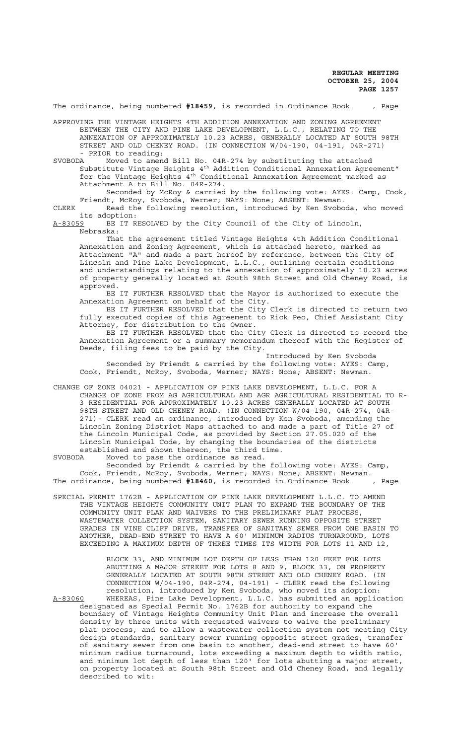The ordinance, being numbered **#18459**, is recorded in Ordinance Book , Page

APPROVING THE VINTAGE HEIGHTS 4TH ADDITION ANNEXATION AND ZONING AGREEMENT BETWEEN THE CITY AND PINE LAKE DEVELOPMENT, L.L.C., RELATING TO THE ANNEXATION OF APPROXIMATELY 10.23 ACRES, GENERALLY LOCATED AT SOUTH 98TH STREET AND OLD CHENEY ROAD. (IN CONNECTION W/04-190, 04-191, 04R-271) - PRIOR to reading:

SVOBODA Moved to amend Bill No. 04R-274 by substituting the attached Substitute Vintage Heights 4th Addition Conditional Annexation Agreement" for the Vintage Heights 4th Conditional Annexation Agreement marked as Attachment A to Bill No. 04R-274.

Seconded by McRoy & carried by the following vote: AYES: Camp, Cook, Friendt, McRoy, Svoboda, Werner; NAYS: None; ABSENT: Newman.

CLERK Read the following resolution, introduced by Ken Svoboda, who moved its adoption:

A-83059 BE IT RESOLVED by the City Council of the City of Lincoln, Nebraska:

That the agreement titled Vintage Heights 4th Addition Conditional Annexation and Zoning Agreement, which is attached hereto, marked as Attachment "A" and made a part hereof by reference, between the City of Lincoln and Pine Lake Development, L.L.C., outlining certain conditions and understandings relating to the annexation of approximately 10.23 acres of property generally located at South 98th Street and Old Cheney Road, is approved.

BE IT FURTHER RESOLVED that the Mayor is authorized to execute the Annexation Agreement on behalf of the City.

BE IT FURTHER RESOLVED that the City Clerk is directed to return two fully executed copies of this Agreement to Rick Peo, Chief Assistant City Attorney, for distribution to the Owner.

BE IT FURTHER RESOLVED that the City Clerk is directed to record the Annexation Agreement or a summary memorandum thereof with the Register of Deeds, filing fees to be paid by the City.

Introduced by Ken Svoboda

Seconded by Friendt & carried by the following vote: AYES: Camp, Cook, Friendt, McRoy, Svoboda, Werner; NAYS: None; ABSENT: Newman.

CHANGE OF ZONE 04021 - APPLICATION OF PINE LAKE DEVELOPMENT, L.L.C. FOR A CHANGE OF ZONE FROM AG AGRICULTURAL AND AGR AGRICULTURAL RESIDENTIAL TO R-3 RESIDENTIAL FOR APPROXIMATELY 10.23 ACRES GENERALLY LOCATED AT SOUTH 98TH STREET AND OLD CHENEY ROAD. (IN CONNECTION W/04-190, 04R-274, 04R-271)- CLERK read an ordinance, introduced by Ken Svoboda, amending the Lincoln Zoning District Maps attached to and made a part of Title 27 of the Lincoln Municipal Code, as provided by Section 27.05.020 of the Lincoln Municipal Code, by changing the boundaries of the districts established and shown thereon, the third time.

SVOBODA Moved to pass the ordinance as read.

Seconded by Friendt & carried by the following vote: AYES: Camp, Cook, Friendt, McRoy, Svoboda, Werner; NAYS: None; ABSENT: Newman.

The ordinance, being numbered **#18460**, is recorded in Ordinance Book , Page

SPECIAL PERMIT 1762B - APPLICATION OF PINE LAKE DEVELOPMENT L.L.C. TO AMEND THE VINTAGE HEIGHTS COMMUNITY UNIT PLAN TO EXPAND THE BOUNDARY OF THE COMMUNITY UNIT PLAN AND WAIVERS TO THE PRELIMINARY PLAT PROCESS, WASTEWATER COLLECTION SYSTEM, SANITARY SEWER RUNNING OPPOSITE STREET GRADES IN VINE CLIFF DRIVE, TRANSFER OF SANITARY SEWER FROM ONE BASIN TO ANOTHER, DEAD-END STREET TO HAVE A 60' MINIMUM RADIUS TURNAROUND, LOTS EXCEEDING A MAXIMUM DEPTH OF THREE TIMES ITS WIDTH FOR LOTS 11 AND 12, BLOCK 33, AND MINIMUM LOT DEPTH OF LESS THAN 120 FEET FOR LOTS ABUTTING A MAJOR STREET FOR LOTS 8 AND 9, BLOCK 33, ON PROPERTY GENERALLY LOCATED AT SOUTH 98TH STREET AND OLD CHENEY ROAD. (IN CONNECTION W/04-190, 04R-274, 04-191) - CLERK read the following resolution, introduced by Ken Svoboda, who moved its adoption:

A-83060 WHEREAS, Pine Lake Development, L.L.C. has submitted an application designated as Special Permit No. 1762B for authority to expand the boundary of Vintage Heights Community Unit Plan and increase the overall density by three units with requested waivers to waive the preliminary plat process, and to allow a wastewater collection system not meeting City design standards, sanitary sewer running opposite street grades, transfer of sanitary sewer from one basin to another, dead-end street to have 60' minimum radius turnaround, lots exceeding a maximum depth to width ratio, and minimum lot depth of less than 120' for lots abutting a major street, on property located at South 98th Street and Old Cheney Road, and legally described to wit: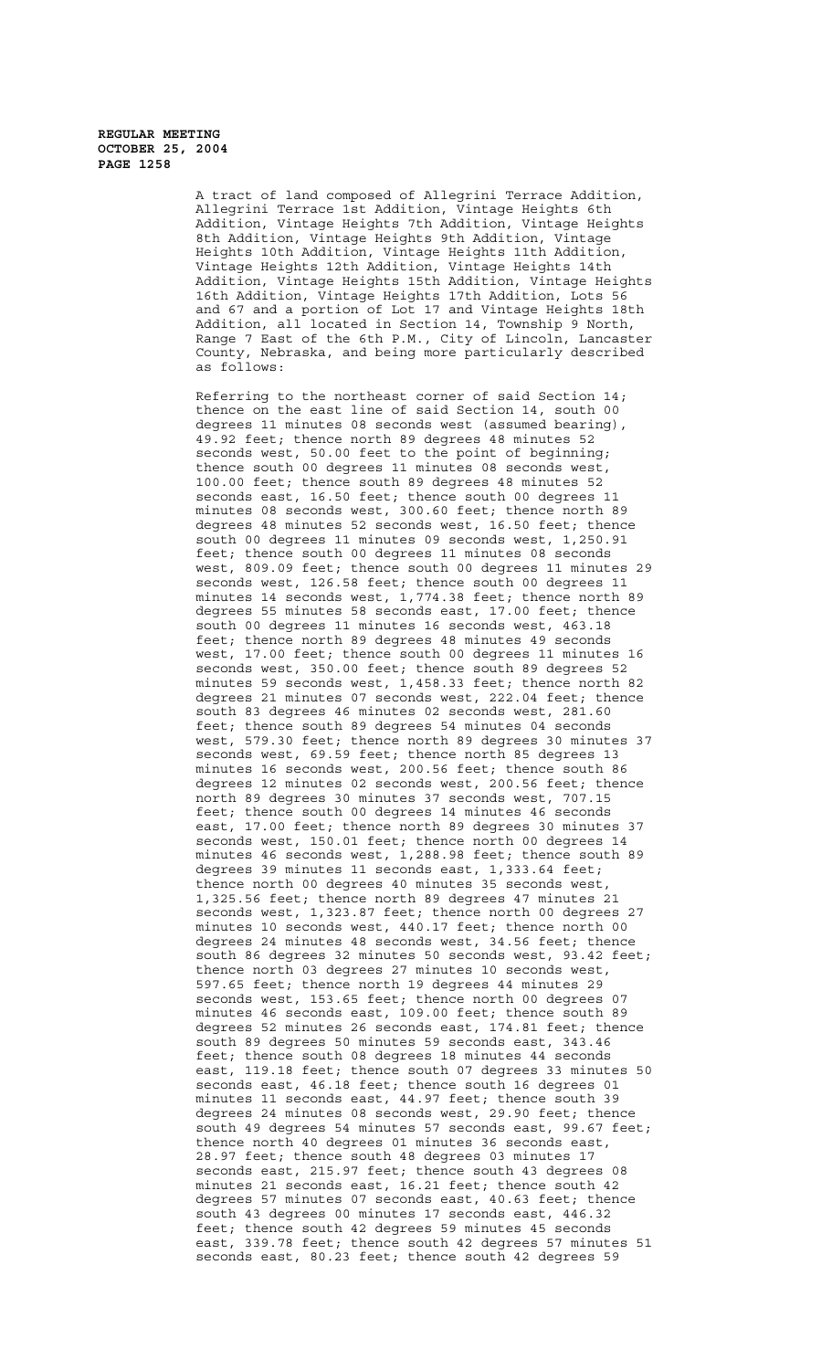A tract of land composed of Allegrini Terrace Addition, Allegrini Terrace 1st Addition, Vintage Heights 6th Addition, Vintage Heights 7th Addition, Vintage Heights 8th Addition, Vintage Heights 9th Addition, Vintage Heights 10th Addition, Vintage Heights 11th Addition, Vintage Heights 12th Addition, Vintage Heights 14th Addition, Vintage Heights 15th Addition, Vintage Heights 16th Addition, Vintage Heights 17th Addition, Lots 56 and 67 and a portion of Lot 17 and Vintage Heights 18th Addition, all located in Section 14, Township 9 North, Range 7 East of the 6th P.M., City of Lincoln, Lancaster County, Nebraska, and being more particularly described as follows:

Referring to the northeast corner of said Section 14; thence on the east line of said Section 14, south 00 degrees 11 minutes 08 seconds west (assumed bearing), 49.92 feet; thence north 89 degrees 48 minutes 52 seconds west, 50.00 feet to the point of beginning; thence south 00 degrees 11 minutes 08 seconds west, 100.00 feet; thence south 89 degrees 48 minutes 52 seconds east, 16.50 feet; thence south 00 degrees 11 minutes 08 seconds west, 300.60 feet; thence north 89 degrees 48 minutes 52 seconds west, 16.50 feet; thence south 00 degrees 11 minutes 09 seconds west, 1,250.91 feet; thence south 00 degrees 11 minutes 08 seconds west, 809.09 feet; thence south 00 degrees 11 minutes 29 seconds west, 126.58 feet; thence south 00 degrees 11 minutes 14 seconds west, 1,774.38 feet; thence north 89 degrees 55 minutes 58 seconds east, 17.00 feet; thence south 00 degrees 11 minutes 16 seconds west, 463.18 feet; thence north 89 degrees 48 minutes 49 seconds west, 17.00 feet; thence south 00 degrees 11 minutes 16 seconds west, 350.00 feet; thence south 89 degrees 52 minutes 59 seconds west, 1,458.33 feet; thence north 82 degrees 21 minutes 07 seconds west, 222.04 feet; thence south 83 degrees 46 minutes 02 seconds west, 281.60 feet; thence south 89 degrees 54 minutes 04 seconds west, 579.30 feet; thence north 89 degrees 30 minutes 37 seconds west, 69.59 feet; thence north 85 degrees 13 minutes 16 seconds west, 200.56 feet; thence south 86 degrees 12 minutes 02 seconds west, 200.56 feet; thence north 89 degrees 30 minutes 37 seconds west, 707.15 feet; thence south 00 degrees 14 minutes 46 seconds east, 17.00 feet; thence north 89 degrees 30 minutes 37 seconds west, 150.01 feet; thence north 00 degrees 14 minutes 46 seconds west, 1,288.98 feet; thence south 89 degrees 39 minutes 11 seconds east, 1,333.64 feet; thence north 00 degrees 40 minutes 35 seconds west, 1,325.56 feet; thence north 89 degrees 47 minutes 21 seconds west, 1,323.87 feet; thence north 00 degrees 27 minutes 10 seconds west, 440.17 feet; thence north 00 degrees 24 minutes 48 seconds west, 34.56 feet; thence south 86 degrees 32 minutes 50 seconds west, 93.42 feet; thence north 03 degrees 27 minutes 10 seconds west, 597.65 feet; thence north 19 degrees 44 minutes 29 seconds west, 153.65 feet; thence north 00 degrees 07 minutes 46 seconds east, 109.00 feet; thence south 89 degrees 52 minutes 26 seconds east, 174.81 feet; thence south 89 degrees 50 minutes 59 seconds east, 343.46 feet; thence south 08 degrees 18 minutes 44 seconds east, 119.18 feet; thence south 07 degrees 33 minutes 50 seconds east, 46.18 feet; thence south 16 degrees 01 minutes 11 seconds east, 44.97 feet; thence south 39 degrees 24 minutes 08 seconds west, 29.90 feet; thence south 49 degrees 54 minutes 57 seconds east, 99.67 feet; thence north 40 degrees 01 minutes 36 seconds east, 28.97 feet; thence south 48 degrees 03 minutes 17 seconds east, 215.97 feet; thence south 43 degrees 08 minutes 21 seconds east, 16.21 feet; thence south 42 degrees 57 minutes 07 seconds east, 40.63 feet; thence south 43 degrees 00 minutes 17 seconds east, 446.32 feet; thence south 42 degrees 59 minutes 45 seconds east, 339.78 feet; thence south 42 degrees 57 minutes 51 seconds east, 80.23 feet; thence south 42 degrees 59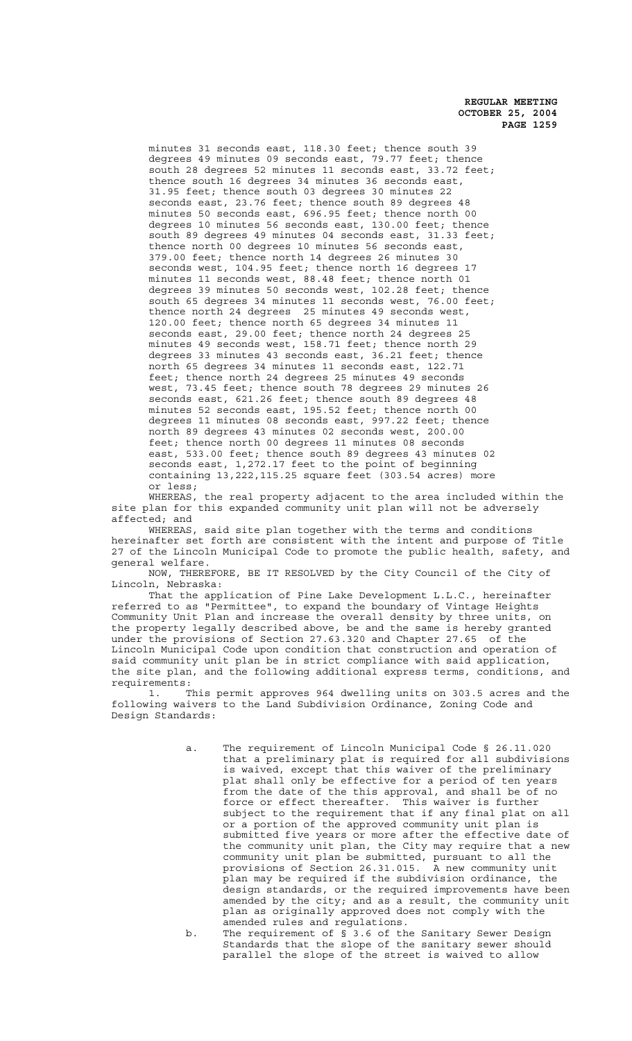minutes 31 seconds east, 118.30 feet; thence south 39 degrees 49 minutes 09 seconds east, 79.77 feet; thence south 28 degrees 52 minutes 11 seconds east, 33.72 feet; thence south 16 degrees 34 minutes 36 seconds east, 31.95 feet; thence south 03 degrees 30 minutes 22 seconds east, 23.76 feet; thence south 89 degrees 48 minutes 50 seconds east, 696.95 feet; thence north 00 degrees 10 minutes 56 seconds east, 130.00 feet; thence south 89 degrees 49 minutes 04 seconds east, 31.33 feet; thence north 00 degrees 10 minutes 56 seconds east, 379.00 feet; thence north 14 degrees 26 minutes 30 seconds west, 104.95 feet; thence north 16 degrees 17 minutes 11 seconds west, 88.48 feet; thence north 01 degrees 39 minutes 50 seconds west, 102.28 feet; thence south 65 degrees 34 minutes 11 seconds west, 76.00 feet; thence north 24 degrees 25 minutes 49 seconds west, 120.00 feet; thence north 65 degrees 34 minutes 11 seconds east, 29.00 feet; thence north 24 degrees 25 minutes 49 seconds west, 158.71 feet; thence north 29 degrees 33 minutes 43 seconds east, 36.21 feet; thence north 65 degrees 34 minutes 11 seconds east, 122.71 feet; thence north 24 degrees 25 minutes 49 seconds west, 73.45 feet; thence south 78 degrees 29 minutes 26 seconds east, 621.26 feet; thence south 89 degrees 48 minutes 52 seconds east, 195.52 feet; thence north 00 degrees 11 minutes 08 seconds east, 997.22 feet; thence north 89 degrees 43 minutes 02 seconds west, 200.00 feet; thence north 00 degrees 11 minutes 08 seconds east, 533.00 feet; thence south 89 degrees 43 minutes 02 seconds east, 1,272.17 feet to the point of beginning containing 13,222,115.25 square feet (303.54 acres) more or less;

WHEREAS, the real property adjacent to the area included within the site plan for this expanded community unit plan will not be adversely affected; and

WHEREAS, said site plan together with the terms and conditions hereinafter set forth are consistent with the intent and purpose of Title 27 of the Lincoln Municipal Code to promote the public health, safety, and general welfare.

NOW, THEREFORE, BE IT RESOLVED by the City Council of the City of Lincoln, Nebraska:

That the application of Pine Lake Development L.L.C., hereinafter referred to as "Permittee", to expand the boundary of Vintage Heights Community Unit Plan and increase the overall density by three units, on the property legally described above, be and the same is hereby granted under the provisions of Section 27.63.320 and Chapter 27.65 of the Lincoln Municipal Code upon condition that construction and operation of said community unit plan be in strict compliance with said application, the site plan, and the following additional express terms, conditions, and requirements:

1. This permit approves 964 dwelling units on 303.5 acres and the following waivers to the Land Subdivision Ordinance, Zoning Code and Design Standards:

   a. The requirement of Lincoln Municipal Code § 26.11.020 that a preliminary plat is required for all subdivisions is waived, except that this waiver of the preliminary plat shall only be effective for a period of ten years from the date of the this approval, and shall be of no force or effect thereafter. This waiver is further subject to the requirement that if any final plat on all or a portion of the approved community unit plan is submitted five years or more after the effective date of the community unit plan, the City may require that a new community unit plan be submitted, pursuant to all the provisions of Section 26.31.015. A new community unit plan may be required if the subdivision ordinance, the design standards, or the required improvements have been amended by the city; and as a result, the community unit plan as originally approved does not comply with the amended rules and regulations.

   b. The requirement of § 3.6 of the Sanitary Sewer Design Standards that the slope of the sanitary sewer should parallel the slope of the street is waived to allow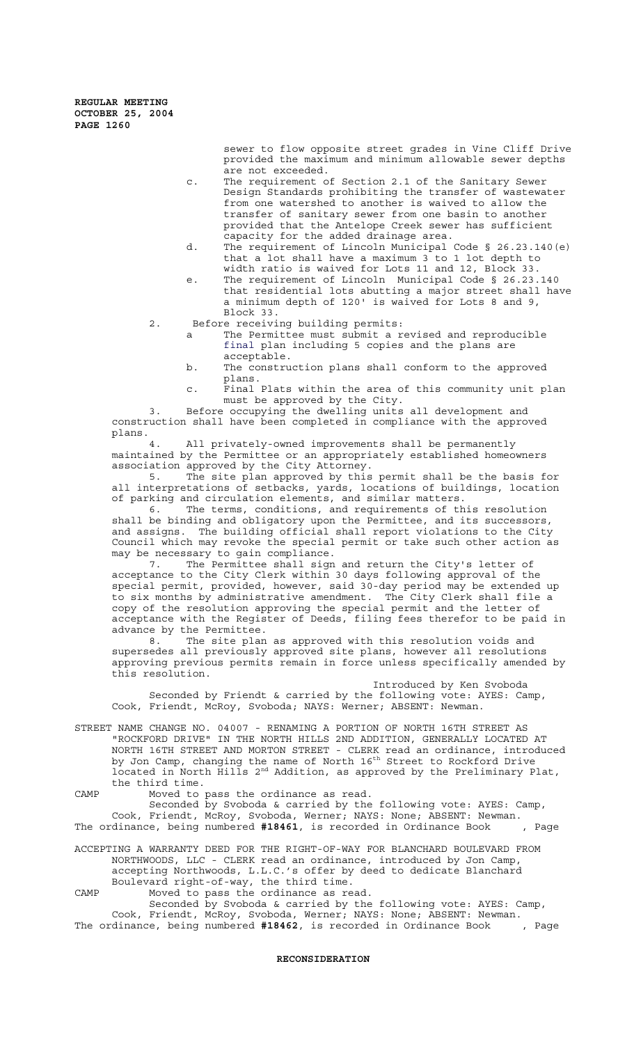sewer to flow opposite street grades in Vine Cliff Drive provided the maximum and minimum allowable sewer depths are not exceeded.

c. The requirement of Section 2.1 of the Sanitary Sewer Design Standards prohibiting the transfer of wastewater from one watershed to another is waived to allow the transfer of sanitary sewer from one basin to another provided that the Antelope Creek sewer has sufficient capacity for the added drainage area.

d. The requirement of Lincoln Municipal Code § 26.23.140(e) that a lot shall have a maximum 3 to 1 lot depth to width ratio is waived for Lots 11 and 12, Block 33.

e. The requirement of Lincoln Municipal Code § 26.23.140 that residential lots abutting a major street shall have a minimum depth of 120' is waived for Lots 8 and 9, Block 33.

2. Before receiving building permits:

a The Permittee must submit a revised and reproducible final plan including 5 copies and the plans are acceptable.

b. The construction plans shall conform to the approved plans.

c. Final Plats within the area of this community unit plan must be approved by the City.

3. Before occupying the dwelling units all development and construction shall have been completed in compliance with the approved plans.

4. All privately-owned improvements shall be permanently maintained by the Permittee or an appropriately established homeowners association approved by the City Attorney.

5. The site plan approved by this permit shall be the basis for all interpretations of setbacks, yards, locations of buildings, location of parking and circulation elements, and similar matters.

6. The terms, conditions, and requirements of this resolution shall be binding and obligatory upon the Permittee, and its successors, and assigns. The building official shall report violations to the City Council which may revoke the special permit or take such other action as may be necessary to gain compliance.

7. The Permittee shall sign and return the City's letter of acceptance to the City Clerk within 30 days following approval of the special permit, provided, however, said 30-day period may be extended up to six months by administrative amendment. The City Clerk shall file a copy of the resolution approving the special permit and the letter of acceptance with the Register of Deeds, filing fees therefor to be paid in advance by the Permittee.

8. The site plan as approved with this resolution voids and supersedes all previously approved site plans, however all resolutions approving previous permits remain in force unless specifically amended by this resolution.

Introduced by Ken Svoboda

Seconded by Friendt & carried by the following vote: AYES: Camp, Cook, Friendt, McRoy, Svoboda; NAYS: Werner; ABSENT: Newman.

STREET NAME CHANGE NO. 04007 - RENAMING A PORTION OF NORTH 16TH STREET AS "ROCKFORD DRIVE" IN THE NORTH HILLS 2ND ADDITION, GENERALLY LOCATED AT NORTH 16TH STREET AND MORTON STREET - CLERK read an ordinance, introduced by Jon Camp, changing the name of North 16th Street to Rockford Drive located in North Hills 2nd Addition, as approved by the Preliminary Plat, the third time.

CAMP Moved to pass the ordinance as read.

Seconded by Svoboda & carried by the following vote: AYES: Camp, Cook, Friendt, McRoy, Svoboda, Werner; NAYS: None; ABSENT: Newman.

The ordinance, being numbered **#18461**, is recorded in Ordinance Book , Page

ACCEPTING A WARRANTY DEED FOR THE RIGHT-OF-WAY FOR BLANCHARD BOULEVARD FROM NORTHWOODS, LLC - CLERK read an ordinance, introduced by Jon Camp, accepting Northwoods, L.L.C.'s offer by deed to dedicate Blanchard Boulevard right-of-way, the third time.

CAMP Moved to pass the ordinance as read.

Seconded by Svoboda & carried by the following vote: AYES: Camp, Cook, Friendt, McRoy, Svoboda, Werner; NAYS: None; ABSENT: Newman.

The ordinance, being numbered **#18462**, is recorded in Ordinance Book , Page

## RECONSIDERATION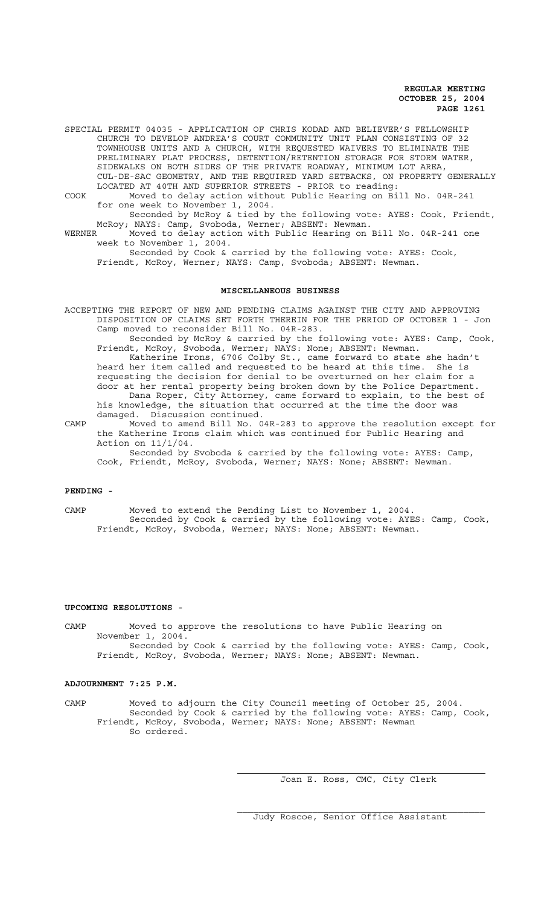SPECIAL PERMIT 04035 - APPLICATION OF CHRIS KODAD AND BELIEVER'S FELLOWSHIP CHURCH TO DEVELOP ANDREA'S COURT COMMUNITY UNIT PLAN CONSISTING OF 32 TOWNHOUSE UNITS AND A CHURCH, WITH REQUESTED WAIVERS TO ELIMINATE THE PRELIMINARY PLAT PROCESS, DETENTION/RETENTION STORAGE FOR STORM WATER, SIDEWALKS ON BOTH SIDES OF THE PRIVATE ROADWAY, MINIMUM LOT AREA, CUL-DE-SAC GEOMETRY, AND THE REQUIRED YARD SETBACKS, ON PROPERTY GENERALLY LOCATED AT 40TH AND SUPERIOR STREETS - PRIOR to reading:

COOK Moved to delay action without Public Hearing on Bill No. 04R-241 for one week to November 1, 2004.

Seconded by McRoy & tied by the following vote: AYES: Cook, Friendt, McRoy; NAYS: Camp, Svoboda, Werner; ABSENT: Newman.

WERNER Moved to delay action with Public Hearing on Bill No. 04R-241 one week to November 1, 2004.

Seconded by Cook & carried by the following vote: AYES: Cook, Friendt, McRoy, Werner; NAYS: Camp, Svoboda; ABSENT: Newman.

## MISCELLANEOUS BUSINESS

ACCEPTING THE REPORT OF NEW AND PENDING CLAIMS AGAINST THE CITY AND APPROVING DISPOSITION OF CLAIMS SET FORTH THEREIN FOR THE PERIOD OF OCTOBER 1 - Jon Camp moved to reconsider Bill No. 04R-283.

Seconded by McRoy & carried by the following vote: AYES: Camp, Cook, Friendt, McRoy, Svoboda, Werner; NAYS: None; ABSENT: Newman.

Katherine Irons, 6706 Colby St., came forward to state she hadn't heard her item called and requested to be heard at this time. She is requesting the decision for denial to be overturned on her claim for a door at her rental property being broken down by the Police Department.

Dana Roper, City Attorney, came forward to explain, to the best of his knowledge, the situation that occurred at the time the door was damaged. Discussion continued.

CAMP Moved to amend Bill No. 04R-283 to approve the resolution except for the Katherine Irons claim which was continued for Public Hearing and Action on 11/1/04.

Seconded by Svoboda & carried by the following vote: AYES: Camp, Cook, Friendt, McRoy, Svoboda, Werner; NAYS: None; ABSENT: Newman.

## PENDING -

CAMP Moved to extend the Pending List to November 1, 2004.

Seconded by Cook & carried by the following vote: AYES: Camp, Cook, Friendt, McRoy, Svoboda, Werner; NAYS: None; ABSENT: Newman.

## UPCOMING RESOLUTIONS -

CAMP Moved to approve the resolutions to have Public Hearing on November 1, 2004.

Seconded by Cook & carried by the following vote: AYES: Camp, Cook, Friendt, McRoy, Svoboda, Werner; NAYS: None; ABSENT: Newman.

## ADJOURNMENT 7:25 P.M.

CAMP Moved to adjourn the City Council meeting of October 25, 2004.

Seconded by Cook & carried by the following vote: AYES: Camp, Cook, Friendt, McRoy, Svoboda, Werner; NAYS: None; ABSENT: Newman

So ordered.

Joan E. Ross, CMC, City Clerk

Judy Roscoe, Senior Office Assistant